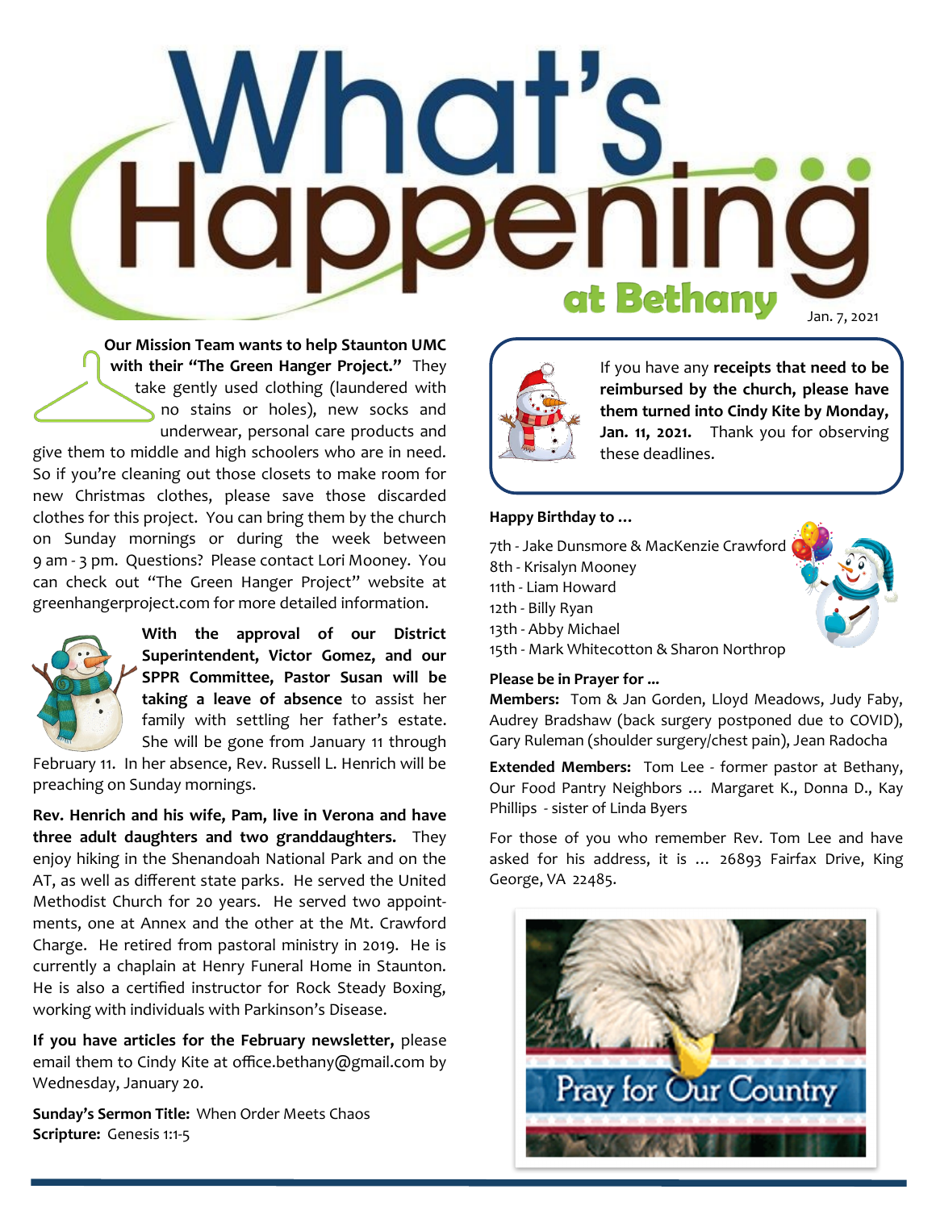# What's Happening at Bethany

Jan. 7, 2021

**Our Mission Team wants to help Staunton UMC with their "The Green Hanger Project."** They take gently used clothing (laundered with no stains or holes), new socks and underwear, personal care products and give them to middle and high schoolers who are in need. So if you're cleaning out those closets to make room for new Christmas clothes, please save those discarded clothes for this project. You can bring them by the church on Sunday mornings or during the week between 9 am - 3 pm. Questions? Please contact Lori Mooney. You can check out "The Green Hanger Project" website at greenhangerproject.com for more detailed information.

**With the approval of our District Superintendent, Victor Gomez, and our SPPR Committee, Pastor Susan will be taking a leave of absence** to assist her family with settling her father's estate. She will be gone from January 11 through February 11. In her absence, Rev. Russell L. Henrich will be preaching on Sunday mornings.

**Rev. Henrich and his wife, Pam, live in Verona and have three adult daughters and two granddaughters.** They enjoy hiking in the Shenandoah National Park and on the AT, as well as different state parks. He served the United Methodist Church for 20 years. He served two appointments, one at Annex and the other at the Mt. Crawford Charge. He retired from pastoral ministry in 2019. He is currently a chaplain at Henry Funeral Home in Staunton. He is also a certified instructor for Rock Steady Boxing, working with individuals with Parkinson's Disease.

**If you have articles for the February newsletter,** please email them to Cindy Kite at office.bethany@gmail.com by Wednesday, January 20.

**Sunday's Sermon Title:** When Order Meets Chaos
**Scripture:** Genesis 1:1-5

If you have any **receipts that need to be reimbursed by the church, please have them turned into Cindy Kite by Monday, Jan. 11, 2021.** Thank you for observing these deadlines.

**Happy Birthday to …**

7th - Jake Dunsmore & MacKenzie Crawford
8th - Krisalyn Mooney
11th - Liam Howard
12th - Billy Ryan
13th - Abby Michael
15th - Mark Whitecotton & Sharon Northrop

**Please be in Prayer for ...**

**Members:** Tom & Jan Gorden, Lloyd Meadows, Judy Faby, Audrey Bradshaw (back surgery postponed due to COVID), Gary Ruleman (shoulder surgery/chest pain), Jean Radocha

**Extended Members:** Tom Lee - former pastor at Bethany, Our Food Pantry Neighbors … Margaret K., Donna D., Kay Phillips - sister of Linda Byers

For those of you who remember Rev. Tom Lee and have asked for his address, it is … 26893 Fairfax Drive, King George, VA 22485.

Pray for Our Country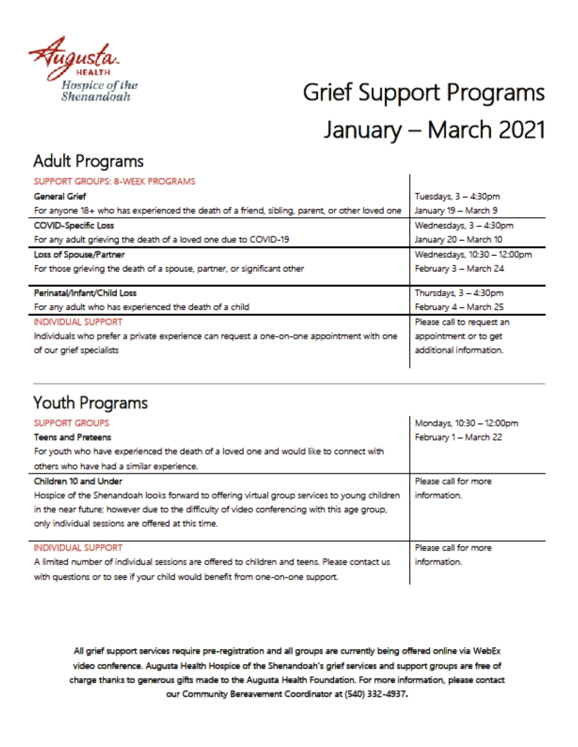Augusta HEALTH
Hospice of the Shenandoah

# Grief Support Programs January – March 2021

## Adult Programs

| | |
|---|---|
| SUPPORT GROUPS: 8-WEEK PROGRAMS | |
| **General Grief**<br>For anyone 18+ who has experienced the death of a friend, sibling, parent, or other loved one | Tuesdays, 3 – 4:30pm<br>January 19 – March 9 |
| **COVID-Specific Loss**<br>For any adult grieving the death of a loved one due to COVID-19 | Wednesdays, 3 – 4:30pm<br>January 20 – March 10 |
| **Loss of Spouse/Partner**<br>For those grieving the death of a spouse, partner, or significant other | Wednesdays, 10:30 – 12:00pm<br>February 3 – March 24 |
| **Perinatal/Infant/Child Loss**<br>For any adult who has experienced the death of a child | Thursdays, 3 – 4:30pm<br>February 4 – March 25 |
| INDIVIDUAL SUPPORT<br>Individuals who prefer a private experience can request a one-on-one appointment with one of our grief specialists | Please call to request an appointment or to get additional information. |

## Youth Programs

| | |
|---|---|
| SUPPORT GROUPS<br>**Teens and Preteens**<br>For youth who have experienced the death of a loved one and would like to connect with others who have had a similar experience. | Mondays, 10:30 – 12:00pm<br>February 1 – March 22 |
| **Children 10 and Under**<br>Hospice of the Shenandoah looks forward to offering virtual group services to young children in the near future; however due to the difficulty of video conferencing with this age group, only individual sessions are offered at this time. | Please call for more information. |
| INDIVIDUAL SUPPORT<br>A limited number of individual sessions are offered to children and teens. Please contact us with questions or to see if your child would benefit from one-on-one support. | Please call for more information. |

**All grief support services require pre-registration and all groups are currently being offered online via WebEx video conference. Augusta Health Hospice of the Shenandoah's grief services and support groups are free of charge thanks to generous gifts made to the Augusta Health Foundation. For more information, please contact our Community Bereavement Coordinator at (540) 332-4937.**